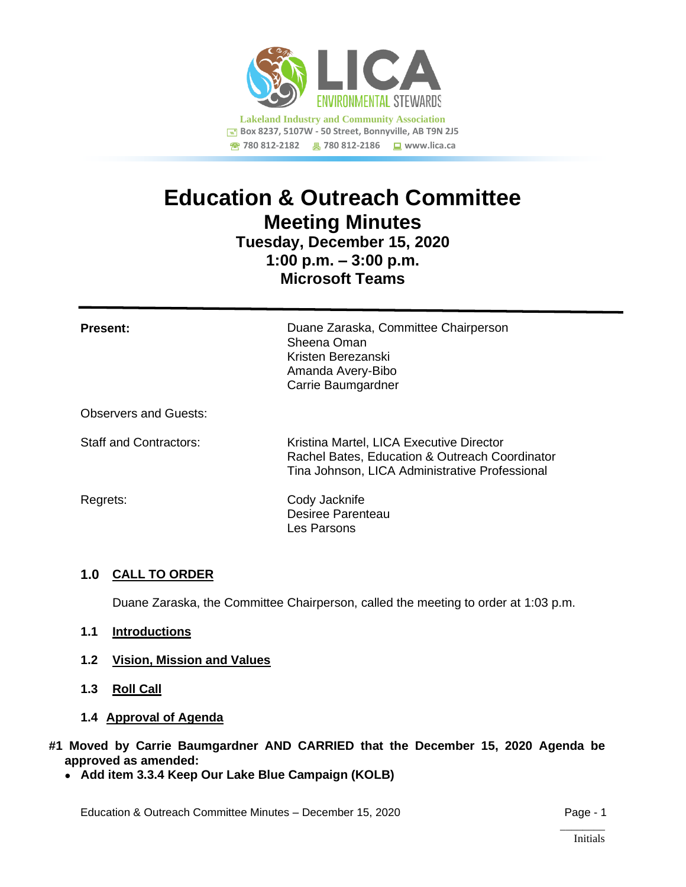**LICA ENVIRONMENTAL STEWARDS**

**Lakeland Industry and Community Association**
Box 8237, 5107W - 50 Street, Bonnyville, AB T9N 2J5
780 812-2182 780 812-2186 www.lica.ca

# Education & Outreach Committee
## Meeting Minutes
### Tuesday, December 15, 2020
### 1:00 p.m. – 3:00 p.m.
### Microsoft Teams

---

| | |
|---|---|
| **Present:** | Duane Zaraska, Committee Chairperson<br>Sheena Oman<br>Kristen Berezanski<br>Amanda Avery-Bibo<br>Carrie Baumgardner |
| Observers and Guests: | |
| Staff and Contractors: | Kristina Martel, LICA Executive Director<br>Rachel Bates, Education & Outreach Coordinator<br>Tina Johnson, LICA Administrative Professional |
| Regrets: | Cody Jacknife<br>Desiree Parenteau<br>Les Parsons |

**1.0 CALL TO ORDER**

Duane Zaraska, the Committee Chairperson, called the meeting to order at 1:03 p.m.

**1.1 Introductions**

**1.2 Vision, Mission and Values**

**1.3 Roll Call**

**1.4 Approval of Agenda**

**#1 Moved by Carrie Baumgardner AND CARRIED that the December 15, 2020 Agenda be approved as amended:**

- **Add item 3.3.4 Keep Our Lake Blue Campaign (KOLB)**

Initials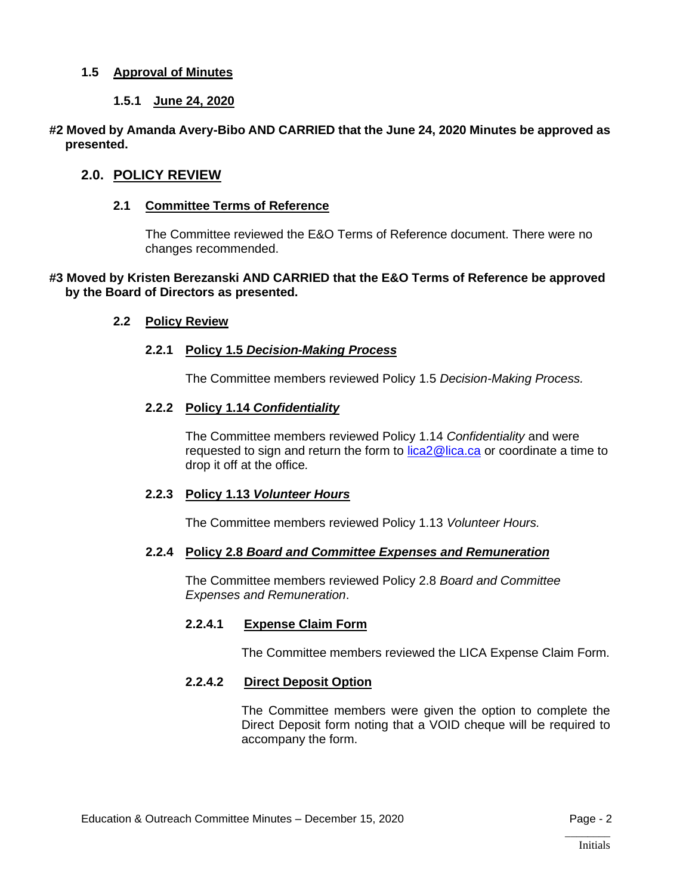### 1.5 Approval of Minutes

#### 1.5.1 June 24, 2020

**#2 Moved by Amanda Avery-Bibo AND CARRIED that the June 24, 2020 Minutes be approved as presented.**

## 2.0. POLICY REVIEW

### 2.1 Committee Terms of Reference

The Committee reviewed the E&O Terms of Reference document. There were no changes recommended.

**#3 Moved by Kristen Berezanski AND CARRIED that the E&O Terms of Reference be approved by the Board of Directors as presented.**

### 2.2 Policy Review

#### 2.2.1 Policy 1.5 *Decision-Making Process*

The Committee members reviewed Policy 1.5 *Decision-Making Process.*

#### 2.2.2 Policy 1.14 *Confidentiality*

The Committee members reviewed Policy 1.14 *Confidentiality* and were requested to sign and return the form to lica2@lica.ca or coordinate a time to drop it off at the office.

#### 2.2.3 Policy 1.13 *Volunteer Hours*

The Committee members reviewed Policy 1.13 *Volunteer Hours.*

#### 2.2.4 Policy 2.8 *Board and Committee Expenses and Remuneration*

The Committee members reviewed Policy 2.8 *Board and Committee Expenses and Remuneration*.

##### 2.2.4.1 Expense Claim Form

The Committee members reviewed the LICA Expense Claim Form.

##### 2.2.4.2 Direct Deposit Option

The Committee members were given the option to complete the Direct Deposit form noting that a VOID cheque will be required to accompany the form.

Initials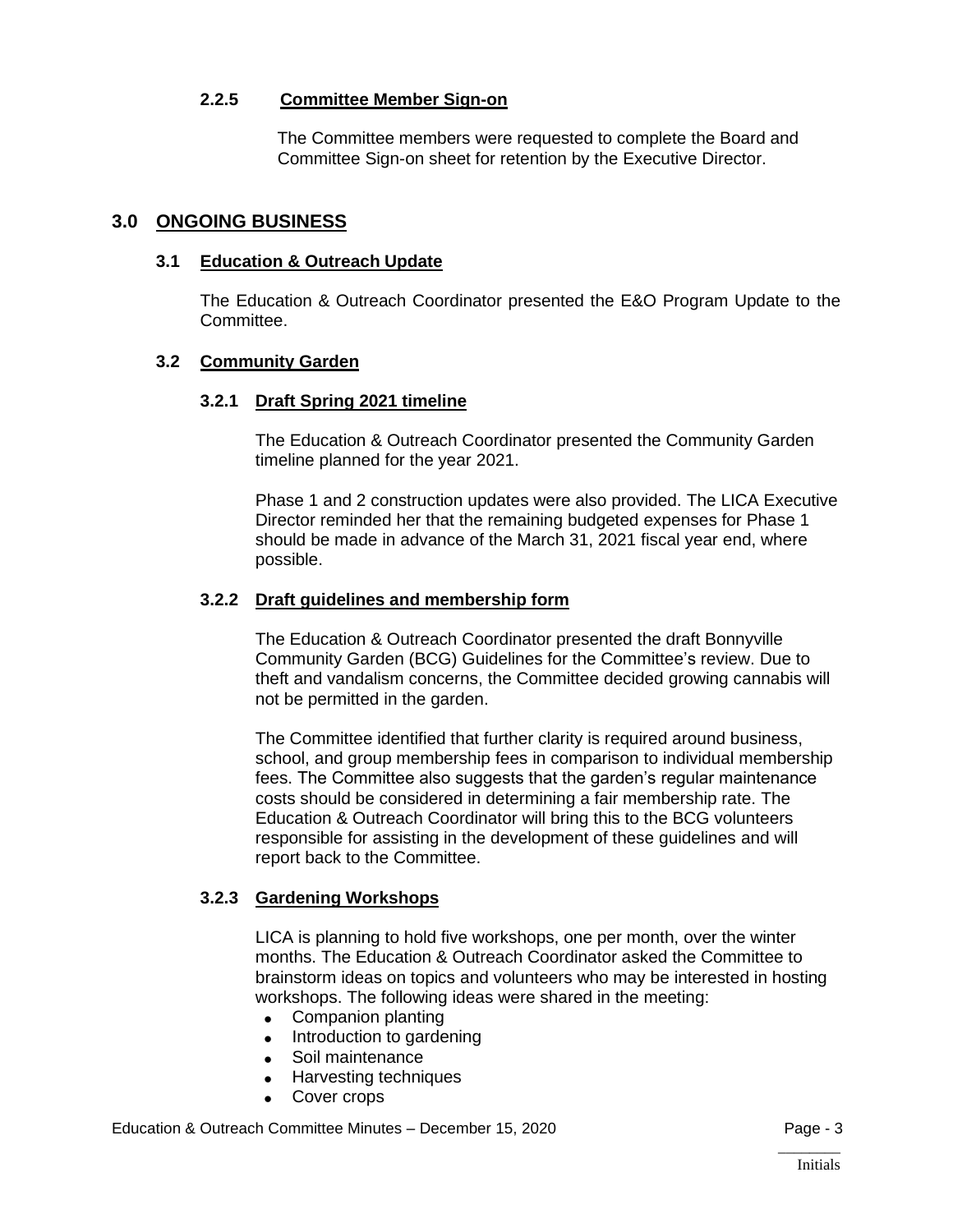#### 2.2.5 Committee Member Sign-on

The Committee members were requested to complete the Board and Committee Sign-on sheet for retention by the Executive Director.

## 3.0 ONGOING BUSINESS

### 3.1 Education & Outreach Update

The Education & Outreach Coordinator presented the E&O Program Update to the Committee.

### 3.2 Community Garden

#### 3.2.1 Draft Spring 2021 timeline

The Education & Outreach Coordinator presented the Community Garden timeline planned for the year 2021.

Phase 1 and 2 construction updates were also provided. The LICA Executive Director reminded her that the remaining budgeted expenses for Phase 1 should be made in advance of the March 31, 2021 fiscal year end, where possible.

#### 3.2.2 Draft guidelines and membership form

The Education & Outreach Coordinator presented the draft Bonnyville Community Garden (BCG) Guidelines for the Committee's review. Due to theft and vandalism concerns, the Committee decided growing cannabis will not be permitted in the garden.

The Committee identified that further clarity is required around business, school, and group membership fees in comparison to individual membership fees. The Committee also suggests that the garden's regular maintenance costs should be considered in determining a fair membership rate. The Education & Outreach Coordinator will bring this to the BCG volunteers responsible for assisting in the development of these guidelines and will report back to the Committee.

#### 3.2.3 Gardening Workshops

LICA is planning to hold five workshops, one per month, over the winter months. The Education & Outreach Coordinator asked the Committee to brainstorm ideas on topics and volunteers who may be interested in hosting workshops. The following ideas were shared in the meeting:

- Companion planting
- Introduction to gardening
- Soil maintenance
- Harvesting techniques
- Cover crops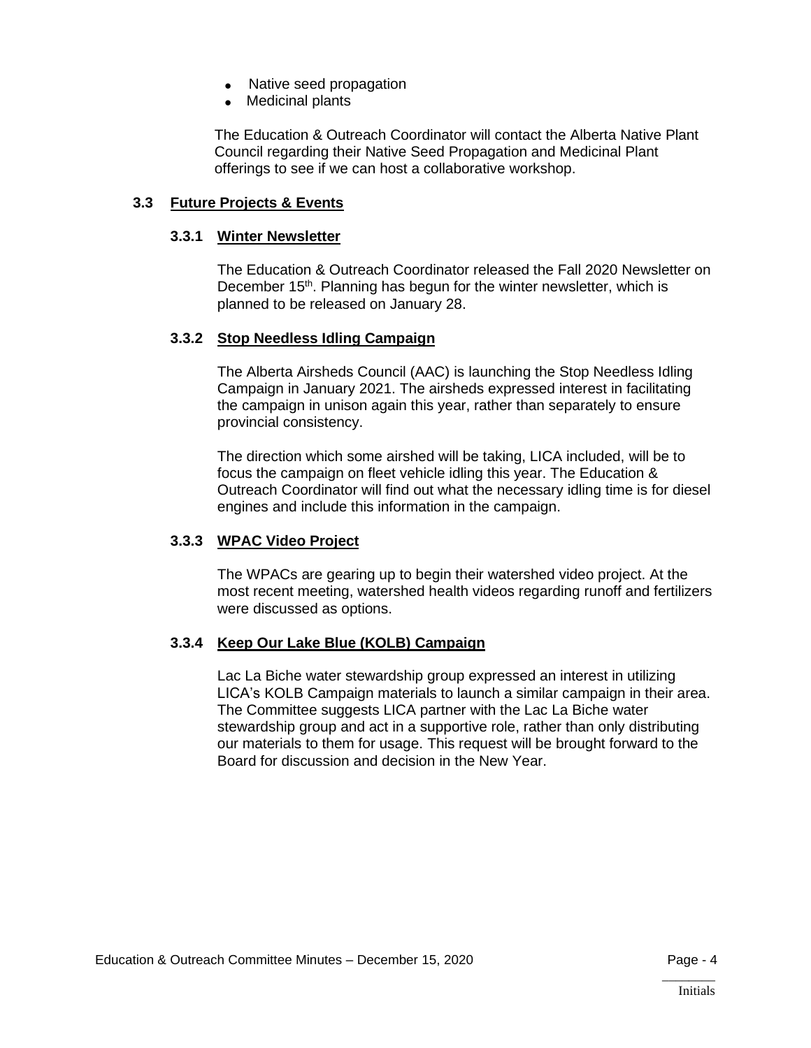- Native seed propagation
- Medicinal plants

The Education & Outreach Coordinator will contact the Alberta Native Plant Council regarding their Native Seed Propagation and Medicinal Plant offerings to see if we can host a collaborative workshop.

## 3.3 Future Projects & Events

### 3.3.1 Winter Newsletter

The Education & Outreach Coordinator released the Fall 2020 Newsletter on December 15th. Planning has begun for the winter newsletter, which is planned to be released on January 28.

### 3.3.2 Stop Needless Idling Campaign

The Alberta Airsheds Council (AAC) is launching the Stop Needless Idling Campaign in January 2021. The airsheds expressed interest in facilitating the campaign in unison again this year, rather than separately to ensure provincial consistency.

The direction which some airshed will be taking, LICA included, will be to focus the campaign on fleet vehicle idling this year. The Education & Outreach Coordinator will find out what the necessary idling time is for diesel engines and include this information in the campaign.

### 3.3.3 WPAC Video Project

The WPACs are gearing up to begin their watershed video project. At the most recent meeting, watershed health videos regarding runoff and fertilizers were discussed as options.

### 3.3.4 Keep Our Lake Blue (KOLB) Campaign

Lac La Biche water stewardship group expressed an interest in utilizing LICA's KOLB Campaign materials to launch a similar campaign in their area. The Committee suggests LICA partner with the Lac La Biche water stewardship group and act in a supportive role, rather than only distributing our materials to them for usage. This request will be brought forward to the Board for discussion and decision in the New Year.

_______
Initials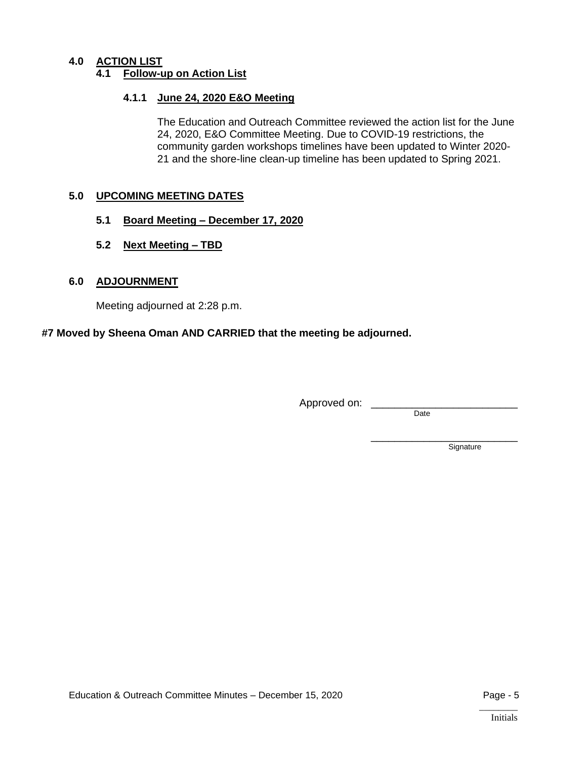## 4.0 ACTION LIST

### 4.1 Follow-up on Action List

#### 4.1.1 June 24, 2020 E&O Meeting

The Education and Outreach Committee reviewed the action list for the June 24, 2020, E&O Committee Meeting. Due to COVID-19 restrictions, the community garden workshops timelines have been updated to Winter 2020-21 and the shore-line clean-up timeline has been updated to Spring 2021.

## 5.0 UPCOMING MEETING DATES

### 5.1 Board Meeting – December 17, 2020

### 5.2 Next Meeting – TBD

## 6.0 ADJOURNMENT

Meeting adjourned at 2:28 p.m.

**#7 Moved by Sheena Oman AND CARRIED that the meeting be adjourned.**

Approved on: ________________________
Date

________________________
Signature

________
Initials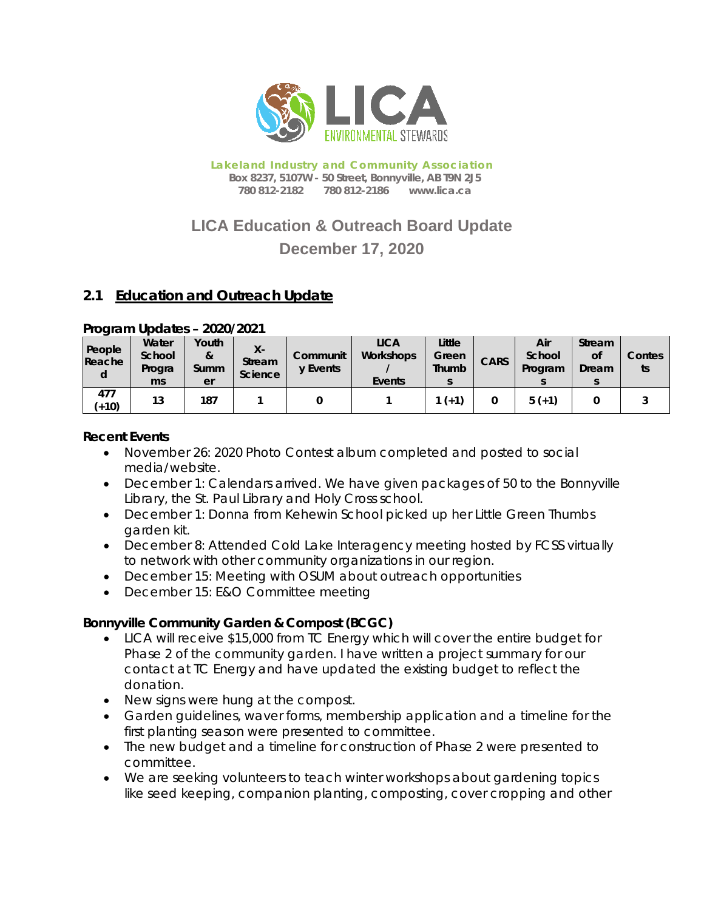**Lakeland Industry and Community Association**
Box 8237, 5107W - 50 Street, Bonnyville, AB T9N 2J5
780 812-2182    780 812-2186    www.lica.ca

# LICA Education & Outreach Board Update

## December 17, 2020

## 2.1 Education and Outreach Update

**Program Updates – 2020/2021**

| People Reached | Water School Programs | Youth & Summer | X-Stream Science | Community Events | LICA Workshops / Events | Little Green Thumbs | CARS | Air School Programs | Stream of Dreams | Contests |
|---|---|---|---|---|---|---|---|---|---|---|
| 477 (+10) | 13 | 187 | 1 | 0 | 1 | 1 (+1) | 0 | 5 (+1) | 0 | 3 |

**Recent Events**

- November 26: 2020 Photo Contest album completed and posted to social media/website.
- December 1: Calendars arrived. We have given packages of 50 to the Bonnyville Library, the St. Paul Library and Holy Cross school.
- December 1: Donna from Kehewin School picked up her Little Green Thumbs garden kit.
- December 8: Attended Cold Lake Interagency meeting hosted by FCSS virtually to network with other community organizations in our region.
- December 15: Meeting with OSUM about outreach opportunities
- December 15: E&O Committee meeting

**Bonnyville Community Garden & Compost (BCGC)**

- LICA will receive $15,000 from TC Energy which will cover the entire budget for Phase 2 of the community garden. I have written a project summary for our contact at TC Energy and have updated the existing budget to reflect the donation.
- New signs were hung at the compost.
- Garden guidelines, waver forms, membership application and a timeline for the first planting season were presented to committee.
- The new budget and a timeline for construction of Phase 2 were presented to committee.
- We are seeking volunteers to teach winter workshops about gardening topics like seed keeping, companion planting, composting, cover cropping and other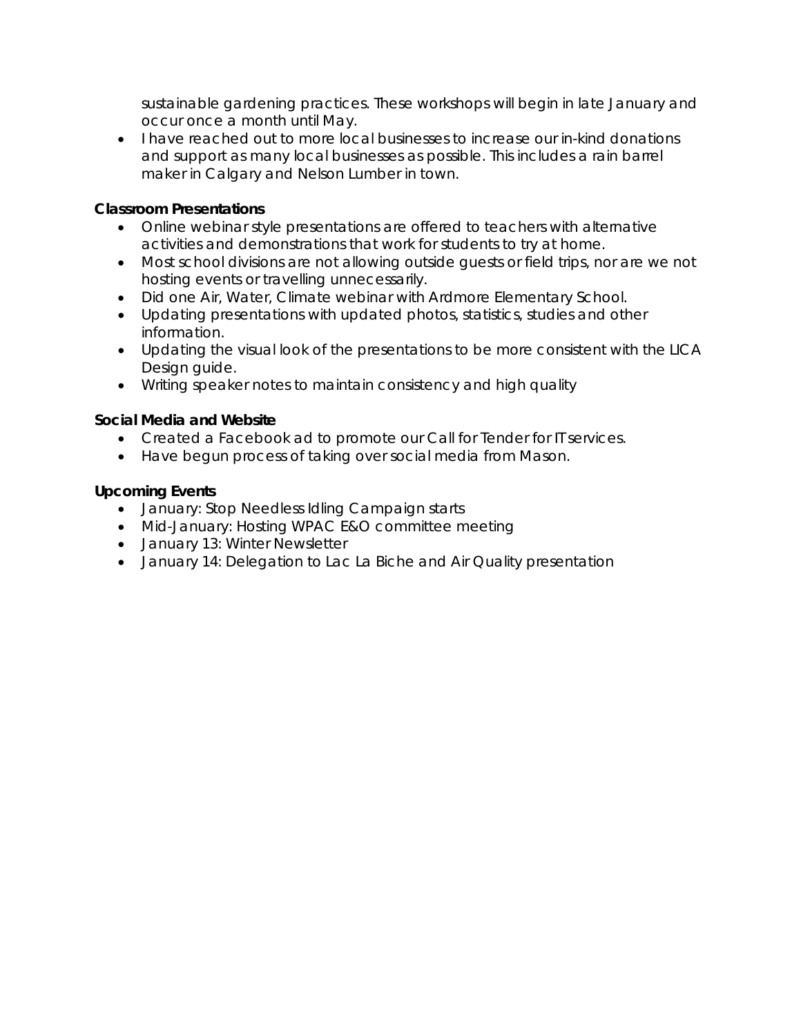sustainable gardening practices. These workshops will begin in late January and occur once a month until May.
- I have reached out to more local businesses to increase our in-kind donations and support as many local businesses as possible. This includes a rain barrel maker in Calgary and Nelson Lumber in town.

**Classroom Presentations**

- Online webinar style presentations are offered to teachers with alternative activities and demonstrations that work for students to try at home.
- Most school divisions are not allowing outside guests or field trips, nor are we not hosting events or travelling unnecessarily.
- Did one Air, Water, Climate webinar with Ardmore Elementary School.
- Updating presentations with updated photos, statistics, studies and other information.
- Updating the visual look of the presentations to be more consistent with the LICA Design guide.
- Writing speaker notes to maintain consistency and high quality

**Social Media and Website**

- Created a Facebook ad to promote our Call for Tender for IT services.
- Have begun process of taking over social media from Mason.

**Upcoming Events**

- January: Stop Needless Idling Campaign starts
- Mid-January: Hosting WPAC E&O committee meeting
- January 13: Winter Newsletter
- January 14: Delegation to Lac La Biche and Air Quality presentation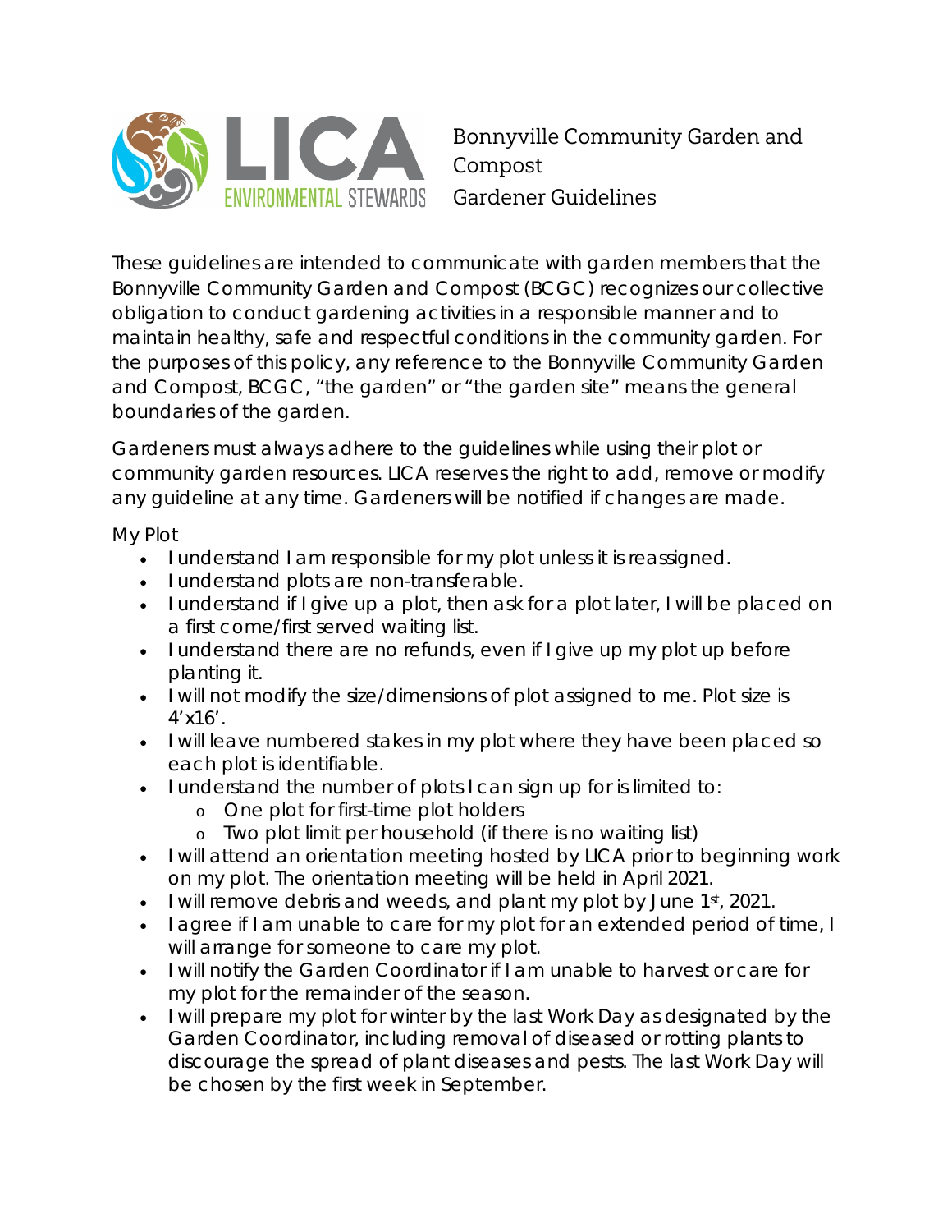Bonnyville Community Garden and Compost
Gardener Guidelines

These guidelines are intended to communicate with garden members that the Bonnyville Community Garden and Compost (BCGC) recognizes our collective obligation to conduct gardening activities in a responsible manner and to maintain healthy, safe and respectful conditions in the community garden. For the purposes of this policy, any reference to the Bonnyville Community Garden and Compost, BCGC, "the garden" or "the garden site" means the general boundaries of the garden.

Gardeners must always adhere to the guidelines while using their plot or community garden resources. LICA reserves the right to add, remove or modify any guideline at any time. Gardeners will be notified if changes are made.

My Plot

- I understand I am responsible for my plot unless it is reassigned.
- I understand plots are non-transferable.
- I understand if I give up a plot, then ask for a plot later, I will be placed on a first come/first served waiting list.
- I understand there are no refunds, even if I give up my plot up before planting it.
- I will not modify the size/dimensions of plot assigned to me. Plot size is 4'x16'.
- I will leave numbered stakes in my plot where they have been placed so each plot is identifiable.
- I understand the number of plots I can sign up for is limited to:
  - One plot for first-time plot holders
  - Two plot limit per household (if there is no waiting list)
- I will attend an orientation meeting hosted by LICA prior to beginning work on my plot. The orientation meeting will be held in April 2021.
- I will remove debris and weeds, and plant my plot by June 1st, 2021.
- I agree if I am unable to care for my plot for an extended period of time, I will arrange for someone to care my plot.
- I will notify the Garden Coordinator if I am unable to harvest or care for my plot for the remainder of the season.
- I will prepare my plot for winter by the last Work Day as designated by the Garden Coordinator, including removal of diseased or rotting plants to discourage the spread of plant diseases and pests. The last Work Day will be chosen by the first week in September.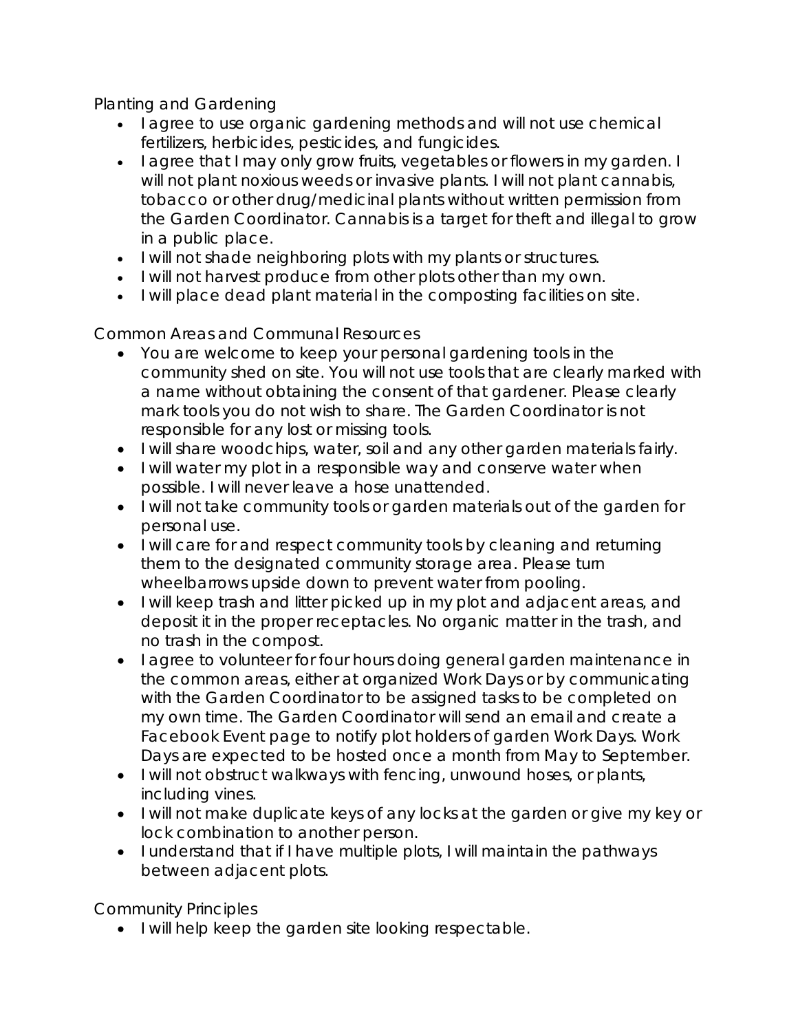Planting and Gardening

- I agree to use organic gardening methods and will not use chemical fertilizers, herbicides, pesticides, and fungicides.
- I agree that I may only grow fruits, vegetables or flowers in my garden. I will not plant noxious weeds or invasive plants. I will not plant cannabis, tobacco or other drug/medicinal plants without written permission from the Garden Coordinator. Cannabis is a target for theft and illegal to grow in a public place.
- I will not shade neighboring plots with my plants or structures.
- I will not harvest produce from other plots other than my own.
- I will place dead plant material in the composting facilities on site.

Common Areas and Communal Resources

- You are welcome to keep your personal gardening tools in the community shed on site. You will not use tools that are clearly marked with a name without obtaining the consent of that gardener. Please clearly mark tools you do not wish to share. The Garden Coordinator is not responsible for any lost or missing tools.
- I will share woodchips, water, soil and any other garden materials fairly.
- I will water my plot in a responsible way and conserve water when possible. I will never leave a hose unattended.
- I will not take community tools or garden materials out of the garden for personal use.
- I will care for and respect community tools by cleaning and returning them to the designated community storage area. Please turn wheelbarrows upside down to prevent water from pooling.
- I will keep trash and litter picked up in my plot and adjacent areas, and deposit it in the proper receptacles. No organic matter in the trash, and no trash in the compost.
- I agree to volunteer for four hours doing general garden maintenance in the common areas, either at organized Work Days or by communicating with the Garden Coordinator to be assigned tasks to be completed on my own time. The Garden Coordinator will send an email and create a Facebook Event page to notify plot holders of garden Work Days. Work Days are expected to be hosted once a month from May to September.
- I will not obstruct walkways with fencing, unwound hoses, or plants, including vines.
- I will not make duplicate keys of any locks at the garden or give my key or lock combination to another person.
- I understand that if I have multiple plots, I will maintain the pathways between adjacent plots.

Community Principles

- I will help keep the garden site looking respectable.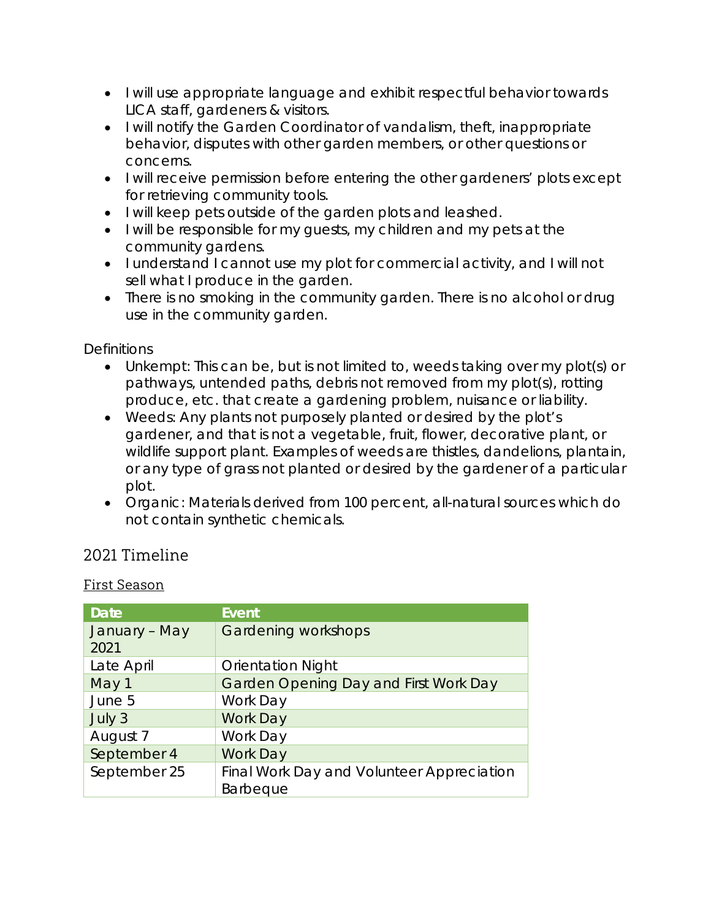- I will use appropriate language and exhibit respectful behavior towards LICA staff, gardeners & visitors.
- I will notify the Garden Coordinator of vandalism, theft, inappropriate behavior, disputes with other garden members, or other questions or concerns.
- I will receive permission before entering the other gardeners' plots except for retrieving community tools.
- I will keep pets outside of the garden plots and leashed.
- I will be responsible for my guests, my children and my pets at the community gardens.
- I understand I cannot use my plot for commercial activity, and I will not sell what I produce in the garden.
- There is no smoking in the community garden. There is no alcohol or drug use in the community garden.

Definitions

- Unkempt: This can be, but is not limited to, weeds taking over my plot(s) or pathways, untended paths, debris not removed from my plot(s), rotting produce, etc. that create a gardening problem, nuisance or liability.
- Weeds: Any plants not purposely planted or desired by the plot's gardener, and that is not a vegetable, fruit, flower, decorative plant, or wildlife support plant. Examples of weeds are thistles, dandelions, plantain, or any type of grass not planted or desired by the gardener of a particular plot.
- Organic: Materials derived from 100 percent, all-natural sources which do not contain synthetic chemicals.

## 2021 Timeline

First Season

| Date | Event |
|---|---|
| January – May 2021 | Gardening workshops |
| Late April | Orientation Night |
| May 1 | Garden Opening Day and First Work Day |
| June 5 | Work Day |
| July 3 | Work Day |
| August 7 | Work Day |
| September 4 | Work Day |
| September 25 | Final Work Day and Volunteer Appreciation Barbeque |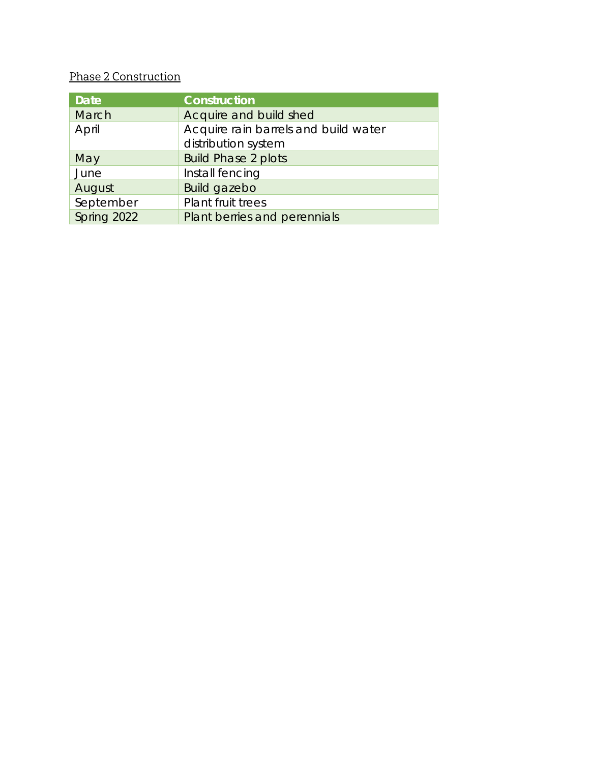Phase 2 Construction

| Date | Construction |
| --- | --- |
| March | Acquire and build shed |
| April | Acquire rain barrels and build water distribution system |
| May | Build Phase 2 plots |
| June | Install fencing |
| August | Build gazebo |
| September | Plant fruit trees |
| Spring 2022 | Plant berries and perennials |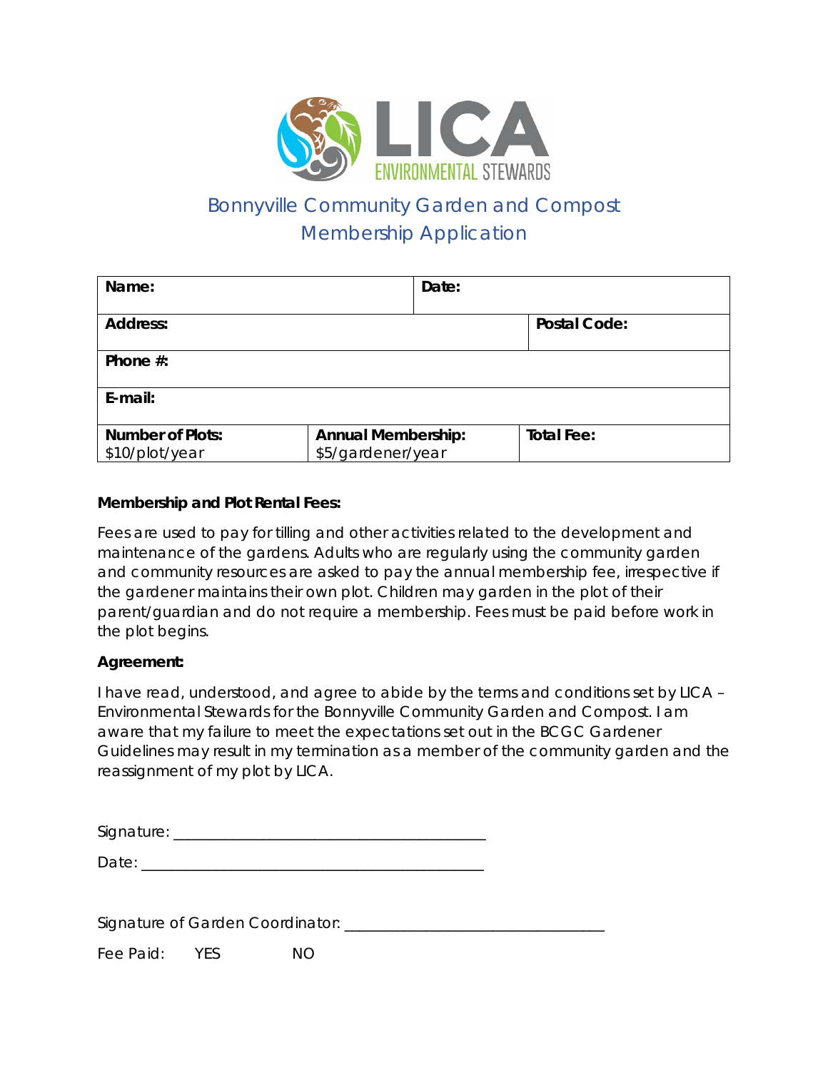# Bonnyville Community Garden and Compost Membership Application

| | | |
|---|---|---|
| **Name:** | **Date:** | |
| **Address:** | | **Postal Code:** |
| **Phone #:** | | |
| **E-mail:** | | |
| **Number of Plots:** $10/plot/year | **Annual Membership:** $5/gardener/year | **Total Fee:** |

**Membership and Plot Rental Fees:**

Fees are used to pay for tilling and other activities related to the development and maintenance of the gardens. Adults who are regularly using the community garden and community resources are asked to pay the annual membership fee, irrespective if the gardener maintains their own plot. Children may garden in the plot of their parent/guardian and do not require a membership. Fees must be paid before work in the plot begins.

**Agreement:**

I have read, understood, and agree to abide by the terms and conditions set by LICA – Environmental Stewards for the Bonnyville Community Garden and Compost. I am aware that my failure to meet the expectations set out in the BCGC Gardener Guidelines may result in my termination as a member of the community garden and the reassignment of my plot by LICA.

Signature: ________________________________________

Date: ____________________________________________

Signature of Garden Coordinator: _________________________________

Fee Paid: YES NO